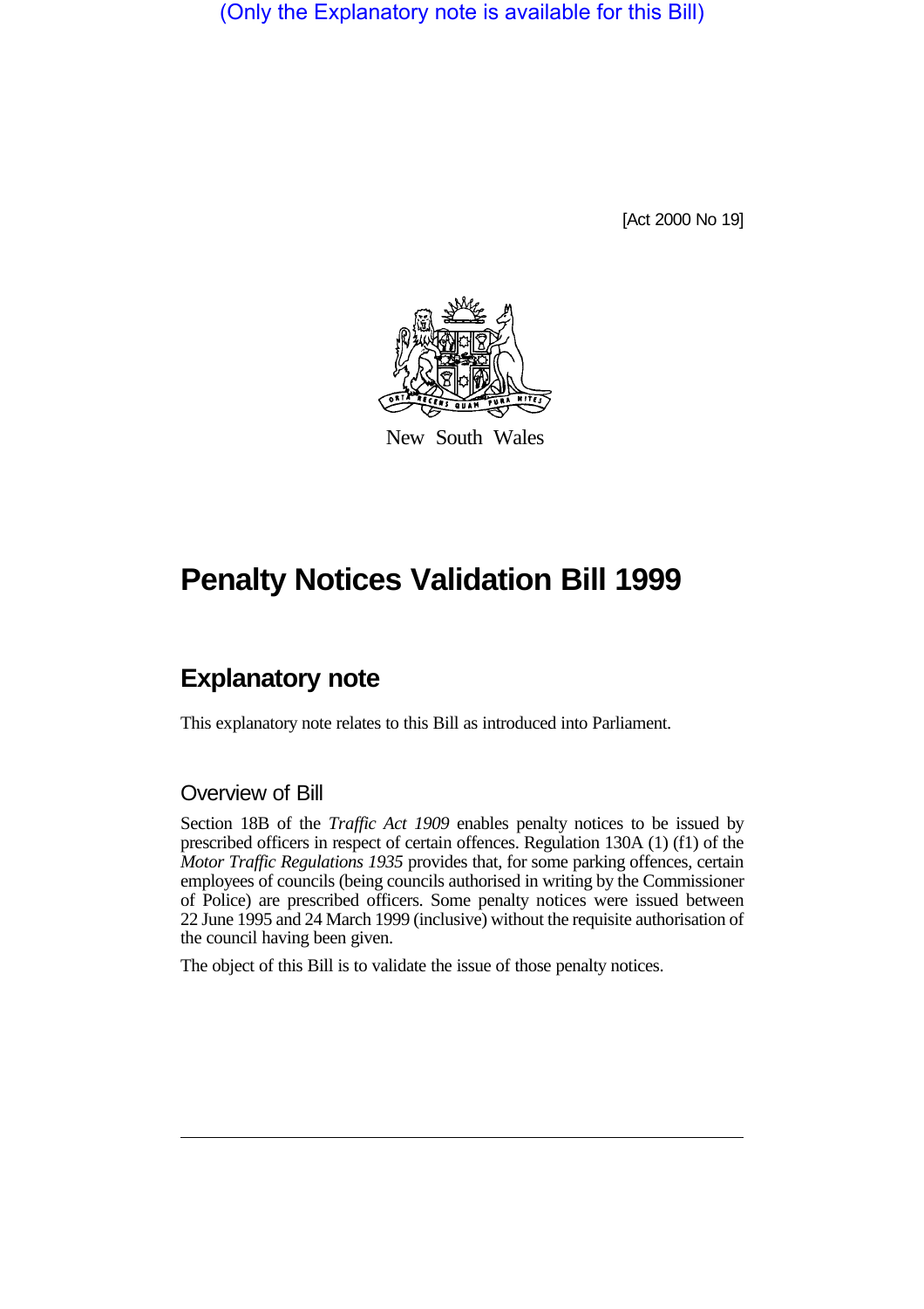(Only the Explanatory note is available for this Bill)

[Act 2000 No 19]

New South Wales

# Penalty Notices Validation Bill 1999

## Explanatory note

This explanatory note relates to this Bill as introduced into Parliament.

### Overview of Bill

Section 18B of the *Traffic Act 1909* enables penalty notices to be issued by prescribed officers in respect of certain offences. Regulation 130A (1) (f1) of the *Motor Traffic Regulations 1935* provides that, for some parking offences, certain employees of councils (being councils authorised in writing by the Commissioner of Police) are prescribed officers. Some penalty notices were issued between 22 June 1995 and 24 March 1999 (inclusive) without the requisite authorisation of the council having been given.

The object of this Bill is to validate the issue of those penalty notices.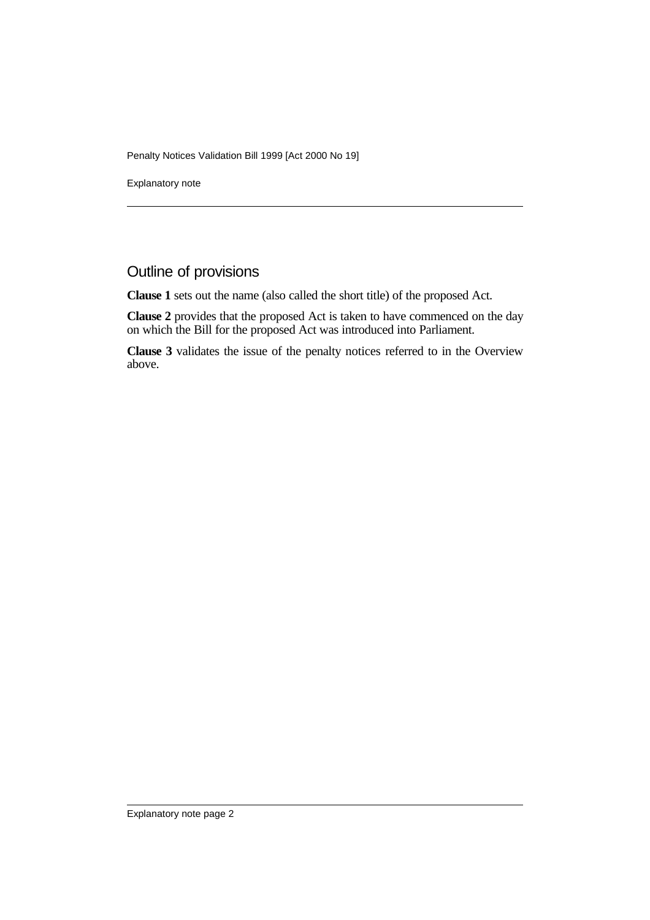## Outline of provisions

**Clause 1** sets out the name (also called the short title) of the proposed Act.

**Clause 2** provides that the proposed Act is taken to have commenced on the day on which the Bill for the proposed Act was introduced into Parliament.

**Clause 3** validates the issue of the penalty notices referred to in the Overview above.